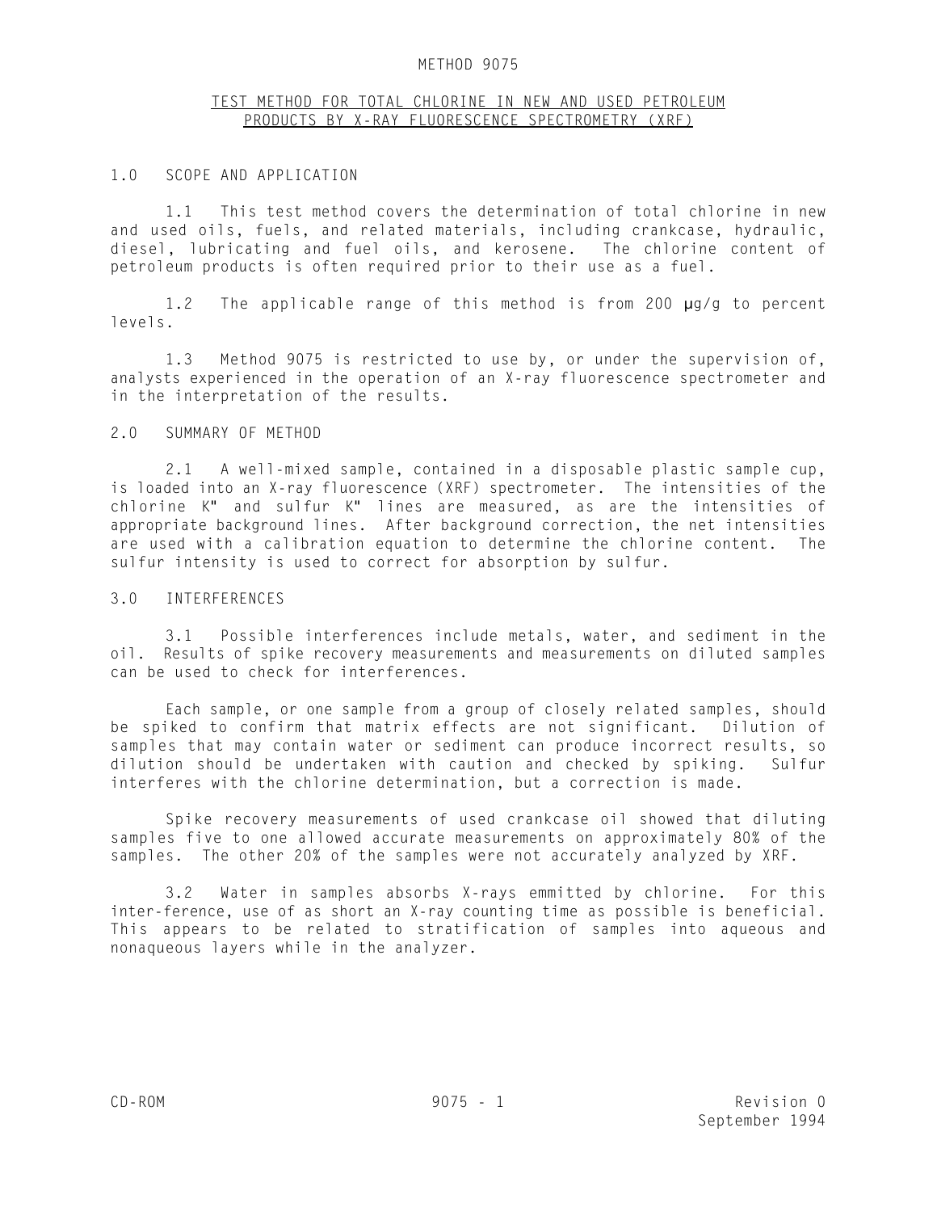# METHOD 9075

## TEST METHOD FOR TOTAL CHLORINE IN NEW AND USED PETROLEUM PRODUCTS BY X-RAY FLUORESCENCE SPECTROMETRY (XRF)

### 1.0 SCOPE AND APPLICATION

1.1 This test method covers the determination of total chlorine in new and used oils, fuels, and related materials, including crankcase, hydraulic, diesel, lubricating and fuel oils, and kerosene. The chlorine content of petroleum products is often required prior to their use as a fuel.

1.2 The applicable range of this method is from 200 µg/g to percent levels.

1.3 Method 9075 is restricted to use by, or under the supervision of, analysts experienced in the operation of an X-ray fluorescence spectrometer and in the interpretation of the results.

### 2.0 SUMMARY OF METHOD

2.1 A well-mixed sample, contained in a disposable plastic sample cup, is loaded into an X-ray fluorescence (XRF) spectrometer. The intensities of the chlorine K" and sulfur K" lines are measured, as are the intensities of appropriate background lines. After background correction, the net intensities are used with a calibration equation to determine the chlorine content. The sulfur intensity is used to correct for absorption by sulfur.

### 3.0 INTERFERENCES

3.1 Possible interferences include metals, water, and sediment in the oil. Results of spike recovery measurements and measurements on diluted samples can be used to check for interferences.

Each sample, or one sample from a group of closely related samples, should be spiked to confirm that matrix effects are not significant. Dilution of samples that may contain water or sediment can produce incorrect results, so dilution should be undertaken with caution and checked by spiking. Sulfur interferes with the chlorine determination, but a correction is made.

Spike recovery measurements of used crankcase oil showed that diluting samples five to one allowed accurate measurements on approximately 80% of the samples. The other 20% of the samples were not accurately analyzed by XRF.

3.2 Water in samples absorbs X-rays emmitted by chlorine. For this inter-ference, use of as short an X-ray counting time as possible is beneficial. This appears to be related to stratification of samples into aqueous and nonaqueous layers while in the analyzer.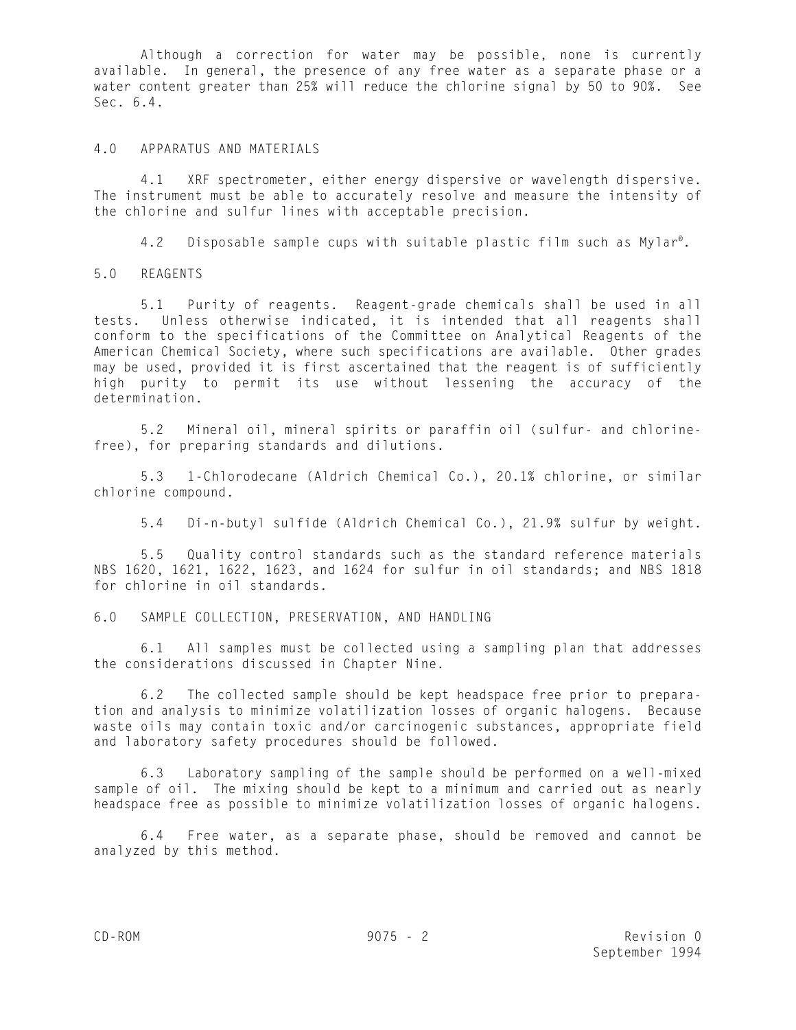Although a correction for water may be possible, none is currently available. In general, the presence of any free water as a separate phase or a water content greater than 25% will reduce the chlorine signal by 50 to 90%. See Sec. 6.4.

## 4.0 APPARATUS AND MATERIALS

4.1 XRF spectrometer, either energy dispersive or wavelength dispersive. The instrument must be able to accurately resolve and measure the intensity of the chlorine and sulfur lines with acceptable precision.

4.2 Disposable sample cups with suitable plastic film such as Mylar®.

## 5.0 REAGENTS

5.1 Purity of reagents. Reagent-grade chemicals shall be used in all tests. Unless otherwise indicated, it is intended that all reagents shall conform to the specifications of the Committee on Analytical Reagents of the American Chemical Society, where such specifications are available. Other grades may be used, provided it is first ascertained that the reagent is of sufficiently high purity to permit its use without lessening the accuracy of the determination.

5.2 Mineral oil, mineral spirits or paraffin oil (sulfur- and chlorine-free), for preparing standards and dilutions.

5.3 1-Chlorodecane (Aldrich Chemical Co.), 20.1% chlorine, or similar chlorine compound.

5.4 Di-n-butyl sulfide (Aldrich Chemical Co.), 21.9% sulfur by weight.

5.5 Quality control standards such as the standard reference materials NBS 1620, 1621, 1622, 1623, and 1624 for sulfur in oil standards; and NBS 1818 for chlorine in oil standards.

## 6.0 SAMPLE COLLECTION, PRESERVATION, AND HANDLING

6.1 All samples must be collected using a sampling plan that addresses the considerations discussed in Chapter Nine.

6.2 The collected sample should be kept headspace free prior to preparation and analysis to minimize volatilization losses of organic halogens. Because waste oils may contain toxic and/or carcinogenic substances, appropriate field and laboratory safety procedures should be followed.

6.3 Laboratory sampling of the sample should be performed on a well-mixed sample of oil. The mixing should be kept to a minimum and carried out as nearly headspace free as possible to minimize volatilization losses of organic halogens.

6.4 Free water, as a separate phase, should be removed and cannot be analyzed by this method.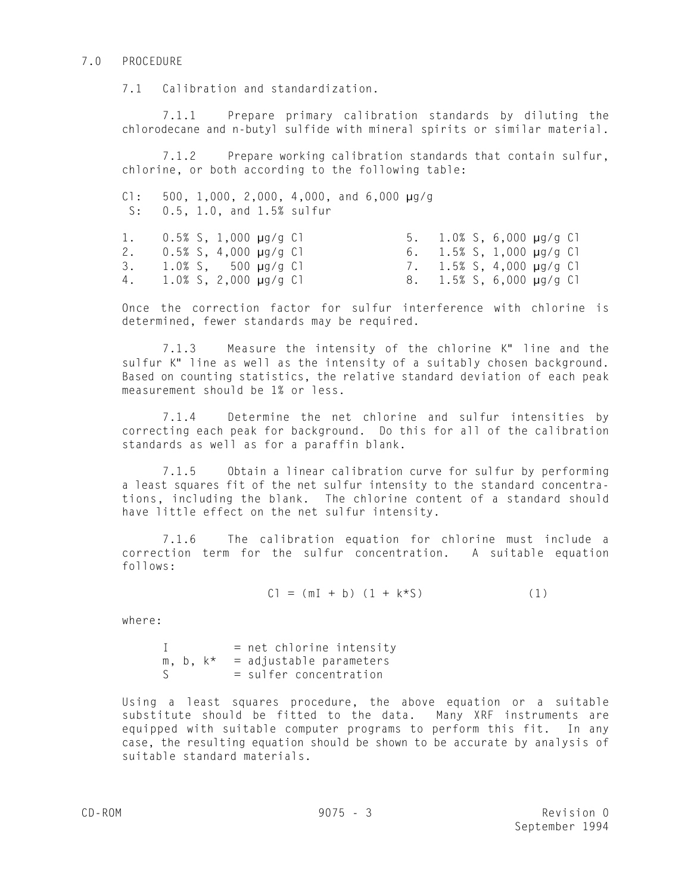## 7.0 PROCEDURE

### 7.1 Calibration and standardization.

7.1.1 Prepare primary calibration standards by diluting the chlorodecane and n-butyl sulfide with mineral spirits or similar material.

7.1.2 Prepare working calibration standards that contain sulfur, chlorine, or both according to the following table:

Cl: 500, 1,000, 2,000, 4,000, and 6,000 µg/g
S: 0.5, 1.0, and 1.5% sulfur

1. 0.5% S, 1,000 µg/g Cl
2. 0.5% S, 4,000 µg/g Cl
3. 1.0% S, 500 µg/g Cl
4. 1.0% S, 2,000 µg/g Cl
5. 1.0% S, 6,000 µg/g Cl
6. 1.5% S, 1,000 µg/g Cl
7. 1.5% S, 4,000 µg/g Cl
8. 1.5% S, 6,000 µg/g Cl

Once the correction factor for sulfur interference with chlorine is determined, fewer standards may be required.

7.1.3 Measure the intensity of the chlorine K" line and the sulfur K" line as well as the intensity of a suitably chosen background. Based on counting statistics, the relative standard deviation of each peak measurement should be 1% or less.

7.1.4 Determine the net chlorine and sulfur intensities by correcting each peak for background. Do this for all of the calibration standards as well as for a paraffin blank.

7.1.5 Obtain a linear calibration curve for sulfur by performing a least squares fit of the net sulfur intensity to the standard concentrations, including the blank. The chlorine content of a standard should have little effect on the net sulfur intensity.

7.1.6 The calibration equation for chlorine must include a correction term for the sulfur concentration. A suitable equation follows:

$$Cl = (mI + b)(1 + k^{*}S) \qquad (1)$$

where:

$I$ = net chlorine intensity
$m$, $b$, $k^{*}$ = adjustable parameters
$S$ = sulfer concentration

Using a least squares procedure, the above equation or a suitable substitute should be fitted to the data. Many XRF instruments are equipped with suitable computer programs to perform this fit. In any case, the resulting equation should be shown to be accurate by analysis of suitable standard materials.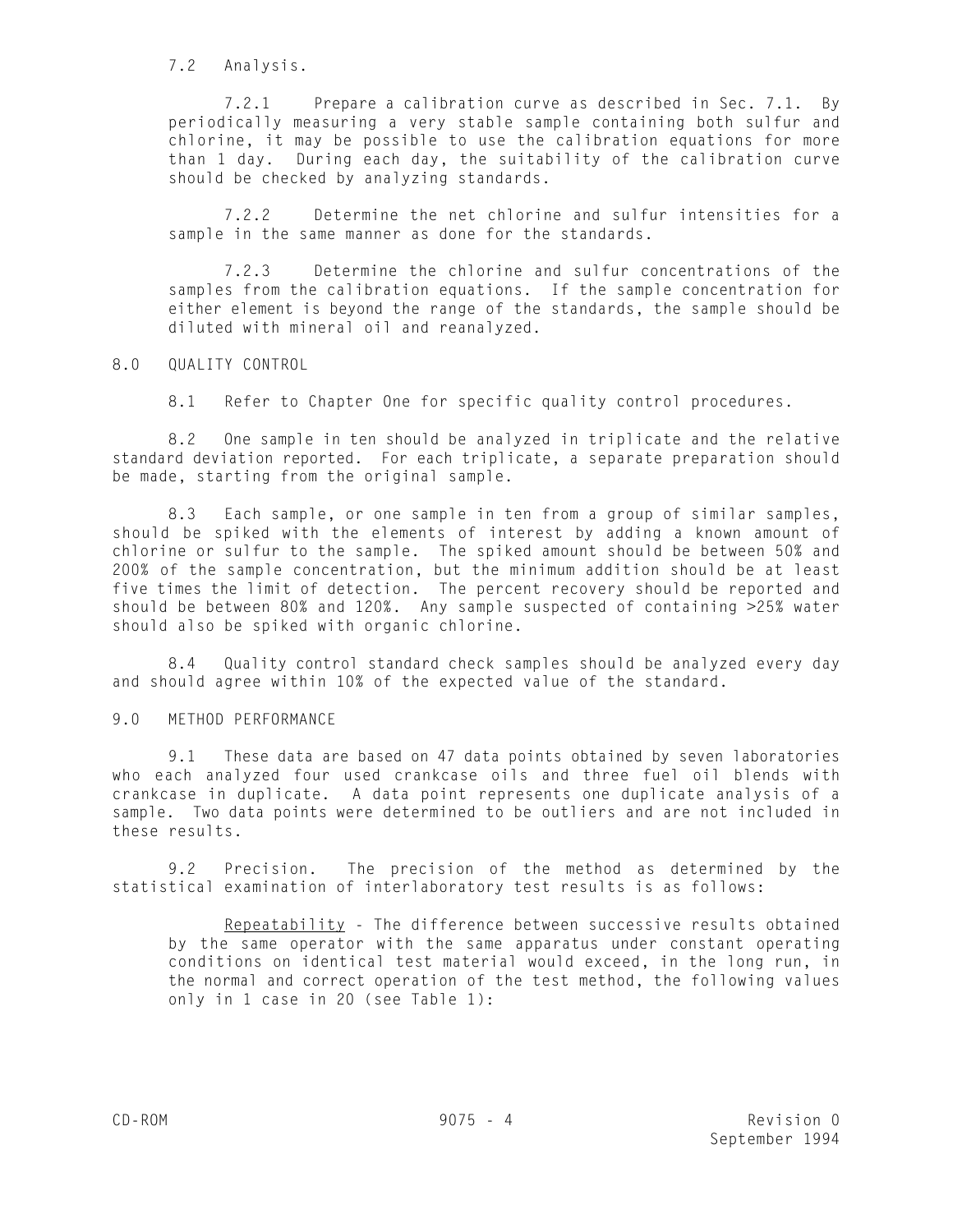7.2 Analysis.

7.2.1 Prepare a calibration curve as described in Sec. 7.1. By periodically measuring a very stable sample containing both sulfur and chlorine, it may be possible to use the calibration equations for more than 1 day. During each day, the suitability of the calibration curve should be checked by analyzing standards.

7.2.2 Determine the net chlorine and sulfur intensities for a sample in the same manner as done for the standards.

7.2.3 Determine the chlorine and sulfur concentrations of the samples from the calibration equations. If the sample concentration for either element is beyond the range of the standards, the sample should be diluted with mineral oil and reanalyzed.

## 8.0 QUALITY CONTROL

8.1 Refer to Chapter One for specific quality control procedures.

8.2 One sample in ten should be analyzed in triplicate and the relative standard deviation reported. For each triplicate, a separate preparation should be made, starting from the original sample.

8.3 Each sample, or one sample in ten from a group of similar samples, should be spiked with the elements of interest by adding a known amount of chlorine or sulfur to the sample. The spiked amount should be between 50% and 200% of the sample concentration, but the minimum addition should be at least five times the limit of detection. The percent recovery should be reported and should be between 80% and 120%. Any sample suspected of containing >25% water should also be spiked with organic chlorine.

8.4 Quality control standard check samples should be analyzed every day and should agree within 10% of the expected value of the standard.

## 9.0 METHOD PERFORMANCE

9.1 These data are based on 47 data points obtained by seven laboratories who each analyzed four used crankcase oils and three fuel oil blends with crankcase in duplicate. A data point represents one duplicate analysis of a sample. Two data points were determined to be outliers and are not included in these results.

9.2 Precision. The precision of the method as determined by the statistical examination of interlaboratory test results is as follows:

Repeatability - The difference between successive results obtained by the same operator with the same apparatus under constant operating conditions on identical test material would exceed, in the long run, in the normal and correct operation of the test method, the following values only in 1 case in 20 (see Table 1):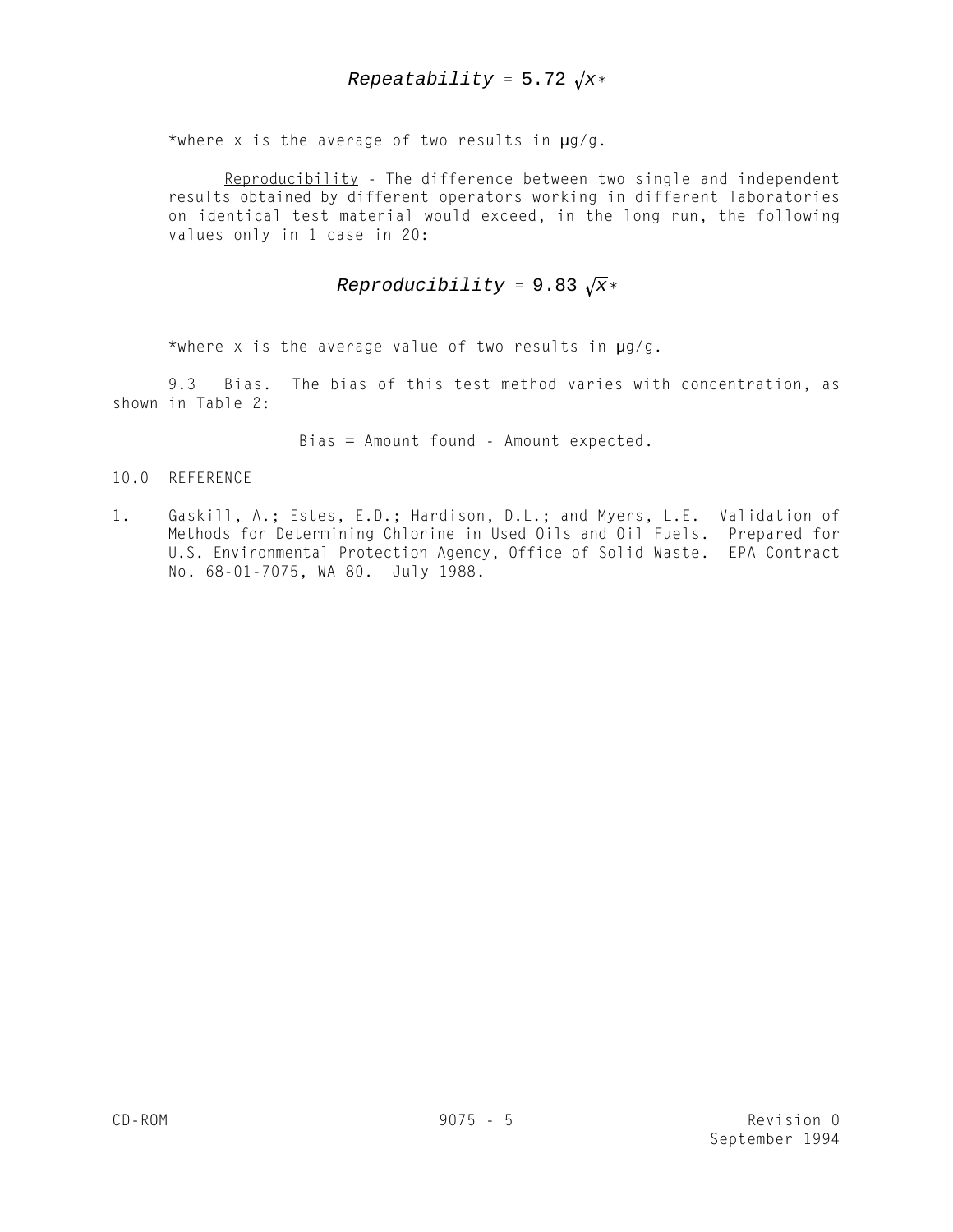$$Repeatability = 5.72 \sqrt{x}*$$

*where x is the average of two results in µg/g.

<u>Reproducibility</u> - The difference between two single and independent results obtained by different operators working in different laboratories on identical test material would exceed, in the long run, the following values only in 1 case in 20:

$$Reproducibility = 9.83 \sqrt{x}*$$

*where x is the average value of two results in µg/g.

9.3 Bias. The bias of this test method varies with concentration, as shown in Table 2:

Bias = Amount found - Amount expected.

## 10.0 REFERENCE

1. Gaskill, A.; Estes, E.D.; Hardison, D.L.; and Myers, L.E. Validation of Methods for Determining Chlorine in Used Oils and Oil Fuels. Prepared for U.S. Environmental Protection Agency, Office of Solid Waste. EPA Contract No. 68-01-7075, WA 80. July 1988.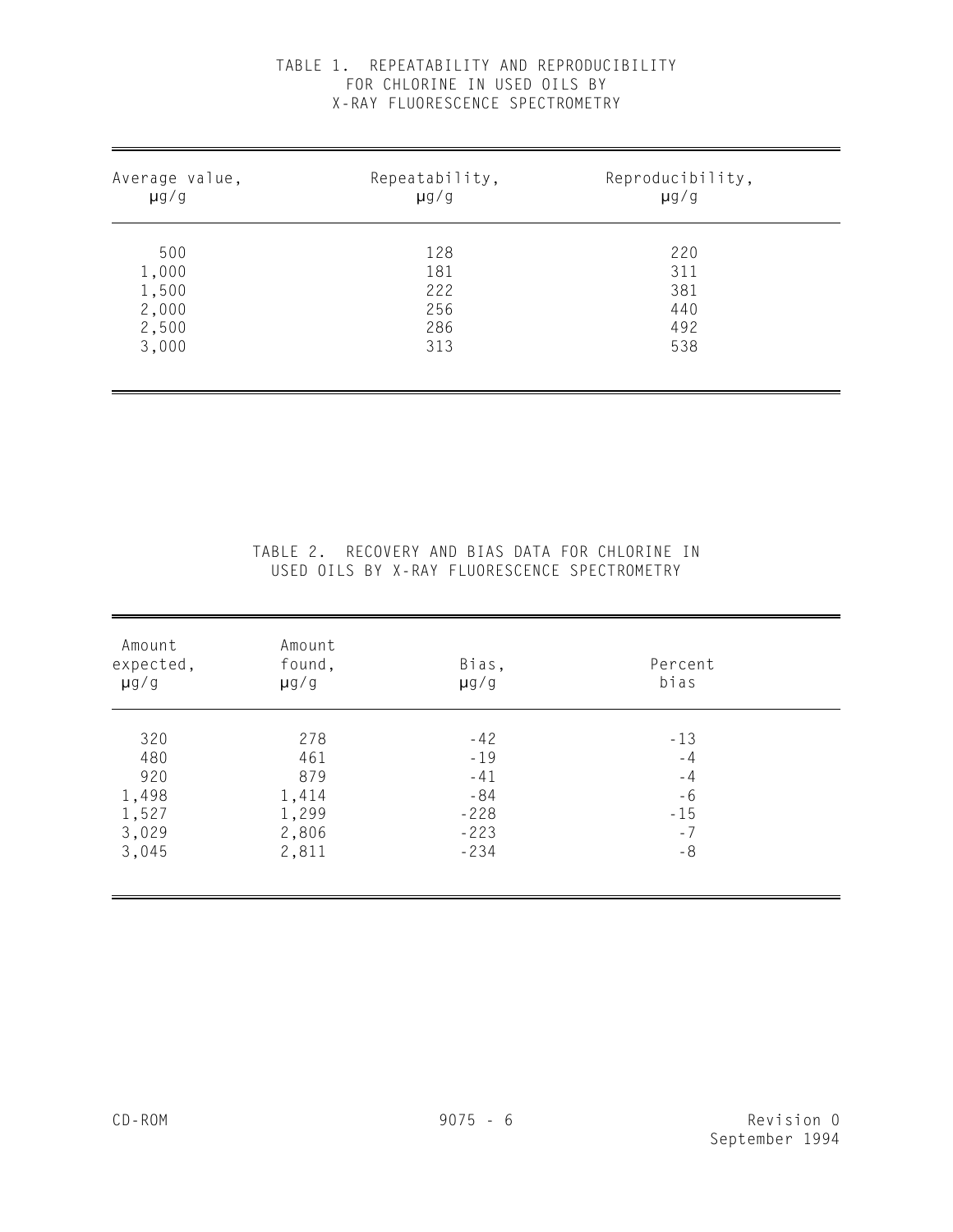TABLE 1. REPEATABILITY AND REPRODUCIBILITY FOR CHLORINE IN USED OILS BY X-RAY FLUORESCENCE SPECTROMETRY

| Average value, µg/g | Repeatability, µg/g | Reproducibility, µg/g |
|---|---|---|
| 500 | 128 | 220 |
| 1,000 | 181 | 311 |
| 1,500 | 222 | 381 |
| 2,000 | 256 | 440 |
| 2,500 | 286 | 492 |
| 3,000 | 313 | 538 |

TABLE 2. RECOVERY AND BIAS DATA FOR CHLORINE IN USED OILS BY X-RAY FLUORESCENCE SPECTROMETRY

| Amount expected, µg/g | Amount found, µg/g | Bias, µg/g | Percent bias |
|---|---|---|---|
| 320 | 278 | -42 | -13 |
| 480 | 461 | -19 | -4 |
| 920 | 879 | -41 | -4 |
| 1,498 | 1,414 | -84 | -6 |
| 1,527 | 1,299 | -228 | -15 |
| 3,029 | 2,806 | -223 | -7 |
| 3,045 | 2,811 | -234 | -8 |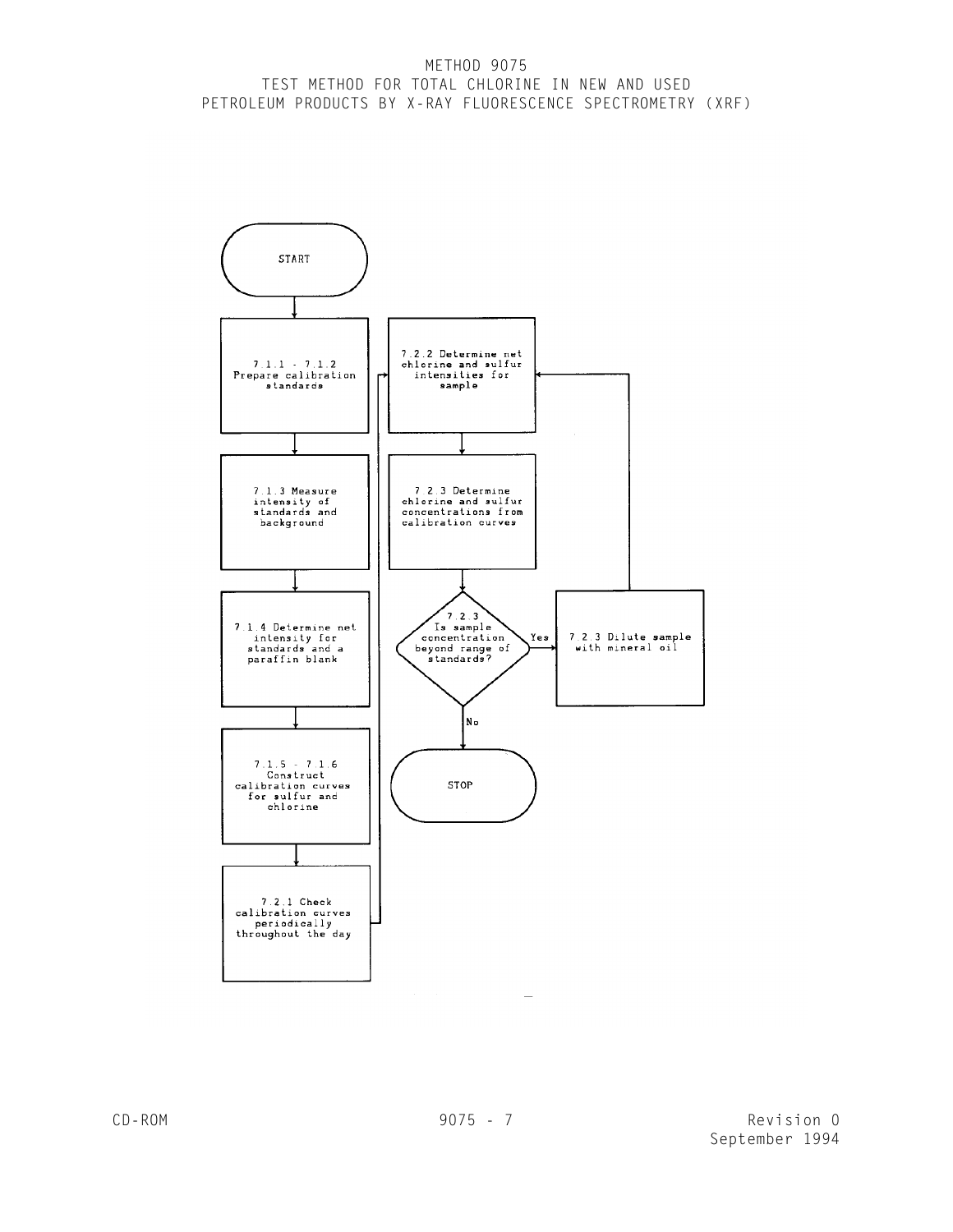# METHOD 9075

# TEST METHOD FOR TOTAL CHLORINE IN NEW AND USED PETROLEUM PRODUCTS BY X-RAY FLUORESCENCE SPECTROMETRY (XRF)

START

7.1.1 - 7.1.2 Prepare calibration standards

7.1.3 Measure intensity of standards and background

7.1.4 Determine net intensity for standards and a paraffin blank

7.1.5 - 7.1.6 Construct calibration curves for sulfur and chlorine

7.2.1 Check calibration curves periodically throughout the day

7.2.2 Determine net chlorine and sulfur intensities for sample

7.2.3 Determine chlorine and sulfur concentrations from calibration curves

7.2.3 Is sample concentration beyond range of standards?

Yes

7.2.3 Dilute sample with mineral oil

No

STOP